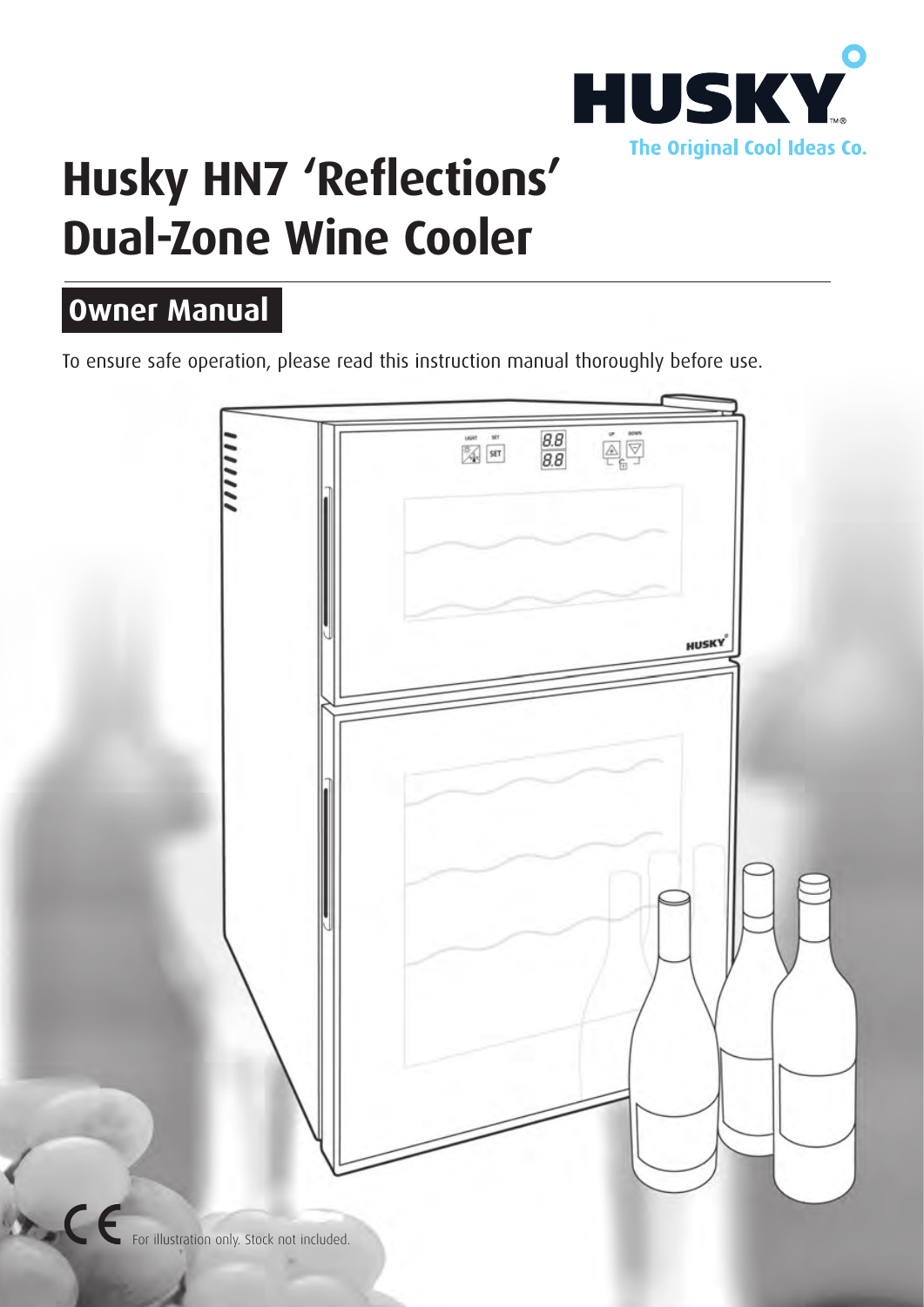HUSKY

The Original Cool Ideas Co.

# Husky HN7 'Reflections' Dual-Zone Wine Cooler

## Owner Manual

To ensure safe operation, please read this instruction manual thoroughly before use.

For illustration only. Stock not included.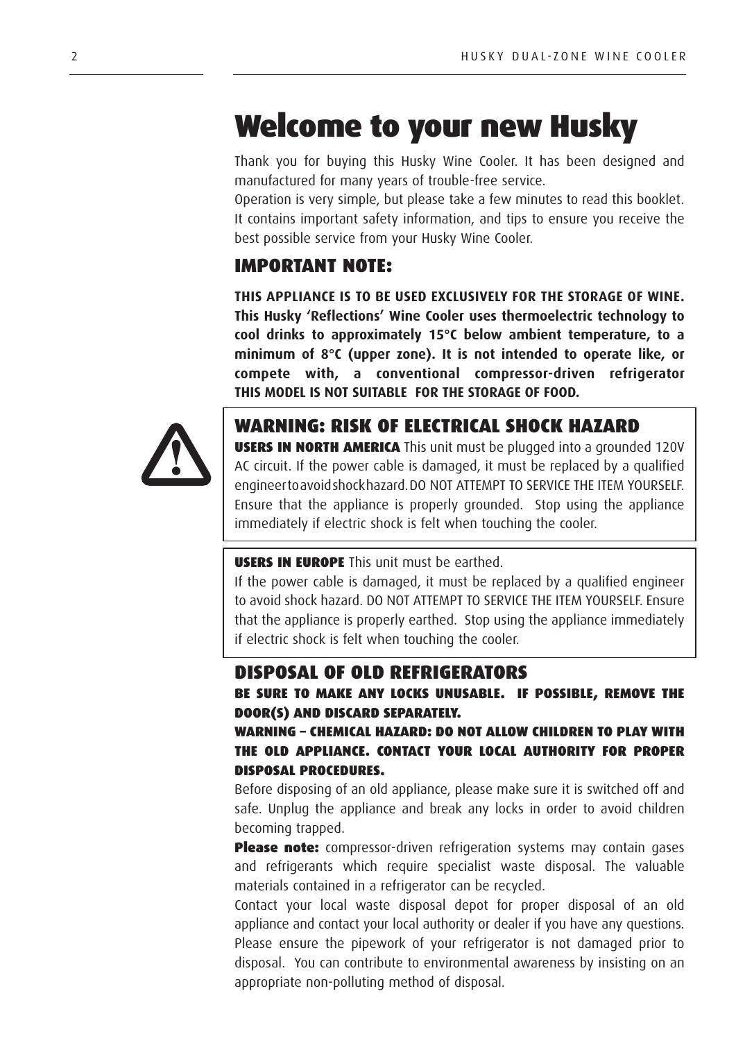# Welcome to your new Husky

Thank you for buying this Husky Wine Cooler. It has been designed and manufactured for many years of trouble-free service.
Operation is very simple, but please take a few minutes to read this booklet. It contains important safety information, and tips to ensure you receive the best possible service from your Husky Wine Cooler.

## IMPORTANT NOTE:

**THIS APPLIANCE IS TO BE USED EXCLUSIVELY FOR THE STORAGE OF WINE. This Husky 'Reflections' Wine Cooler uses thermoelectric technology to cool drinks to approximately 15°C below ambient temperature, to a minimum of 8°C (upper zone). It is not intended to operate like, or compete with, a conventional compressor-driven refrigerator THIS MODEL IS NOT SUITABLE FOR THE STORAGE OF FOOD.**

## WARNING: RISK OF ELECTRICAL SHOCK HAZARD

**USERS IN NORTH AMERICA** This unit must be plugged into a grounded 120V AC circuit. If the power cable is damaged, it must be replaced by a qualified engineer to avoid shock hazard. DO NOT ATTEMPT TO SERVICE THE ITEM YOURSELF. Ensure that the appliance is properly grounded. Stop using the appliance immediately if electric shock is felt when touching the cooler.

**USERS IN EUROPE** This unit must be earthed.
If the power cable is damaged, it must be replaced by a qualified engineer to avoid shock hazard. DO NOT ATTEMPT TO SERVICE THE ITEM YOURSELF. Ensure that the appliance is properly earthed. Stop using the appliance immediately if electric shock is felt when touching the cooler.

## DISPOSAL OF OLD REFRIGERATORS

**BE SURE TO MAKE ANY LOCKS UNUSABLE. IF POSSIBLE, REMOVE THE DOOR(S) AND DISCARD SEPARATELY.**

**WARNING – CHEMICAL HAZARD: DO NOT ALLOW CHILDREN TO PLAY WITH THE OLD APPLIANCE. CONTACT YOUR LOCAL AUTHORITY FOR PROPER DISPOSAL PROCEDURES.**

Before disposing of an old appliance, please make sure it is switched off and safe. Unplug the appliance and break any locks in order to avoid children becoming trapped.

**Please note:** compressor-driven refrigeration systems may contain gases and refrigerants which require specialist waste disposal. The valuable materials contained in a refrigerator can be recycled.

Contact your local waste disposal depot for proper disposal of an old appliance and contact your local authority or dealer if you have any questions. Please ensure the pipework of your refrigerator is not damaged prior to disposal. You can contribute to environmental awareness by insisting on an appropriate non-polluting method of disposal.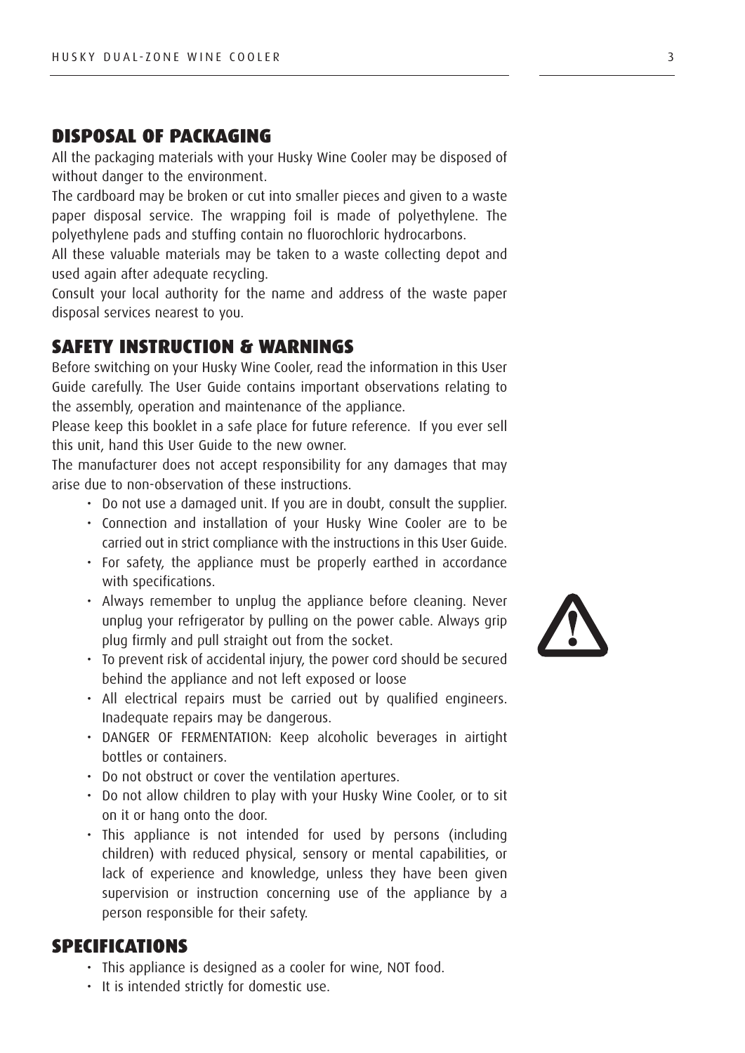## DISPOSAL OF PACKAGING

All the packaging materials with your Husky Wine Cooler may be disposed of without danger to the environment.

The cardboard may be broken or cut into smaller pieces and given to a waste paper disposal service. The wrapping foil is made of polyethylene. The polyethylene pads and stuffing contain no fluorochloric hydrocarbons.

All these valuable materials may be taken to a waste collecting depot and used again after adequate recycling.

Consult your local authority for the name and address of the waste paper disposal services nearest to you.

## SAFETY INSTRUCTION & WARNINGS

Before switching on your Husky Wine Cooler, read the information in this User Guide carefully. The User Guide contains important observations relating to the assembly, operation and maintenance of the appliance.

Please keep this booklet in a safe place for future reference. If you ever sell this unit, hand this User Guide to the new owner.

The manufacturer does not accept responsibility for any damages that may arise due to non-observation of these instructions.

- Do not use a damaged unit. If you are in doubt, consult the supplier.
- Connection and installation of your Husky Wine Cooler are to be carried out in strict compliance with the instructions in this User Guide.
- For safety, the appliance must be properly earthed in accordance with specifications.
- Always remember to unplug the appliance before cleaning. Never unplug your refrigerator by pulling on the power cable. Always grip plug firmly and pull straight out from the socket.
- To prevent risk of accidental injury, the power cord should be secured behind the appliance and not left exposed or loose
- All electrical repairs must be carried out by qualified engineers. Inadequate repairs may be dangerous.
- DANGER OF FERMENTATION: Keep alcoholic beverages in airtight bottles or containers.
- Do not obstruct or cover the ventilation apertures.
- Do not allow children to play with your Husky Wine Cooler, or to sit on it or hang onto the door.
- This appliance is not intended for used by persons (including children) with reduced physical, sensory or mental capabilities, or lack of experience and knowledge, unless they have been given supervision or instruction concerning use of the appliance by a person responsible for their safety.

## SPECIFICATIONS

- This appliance is designed as a cooler for wine, NOT food.
- It is intended strictly for domestic use.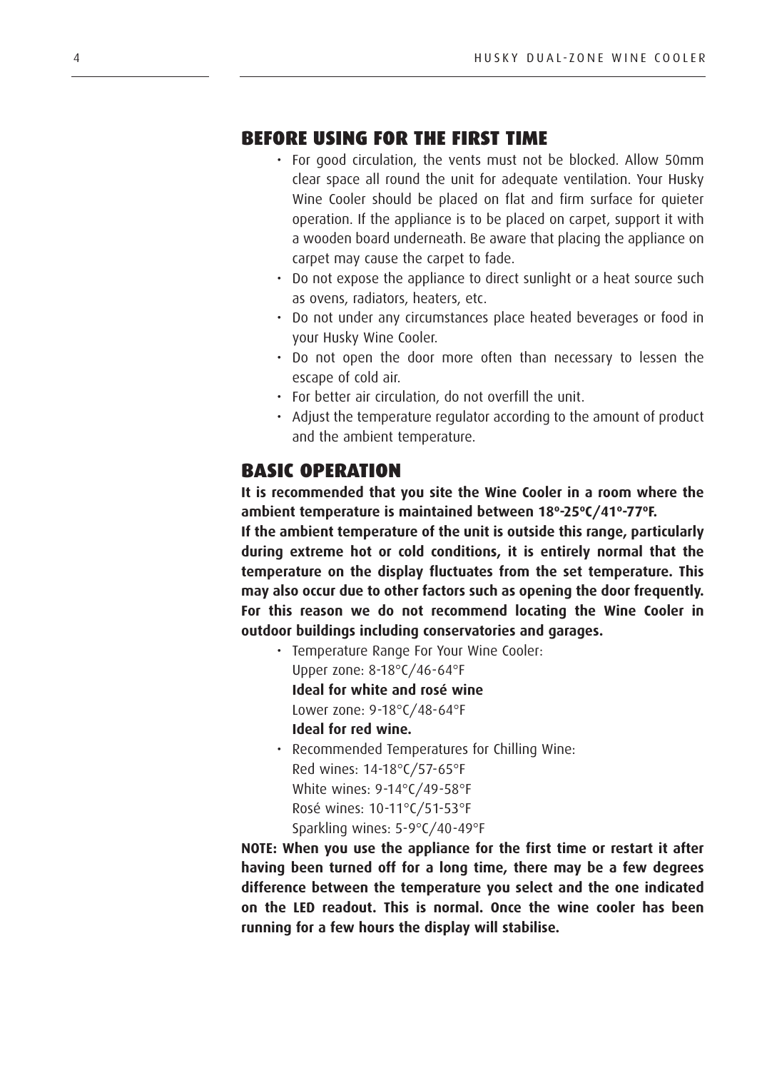## BEFORE USING FOR THE FIRST TIME

- For good circulation, the vents must not be blocked. Allow 50mm clear space all round the unit for adequate ventilation. Your Husky Wine Cooler should be placed on flat and firm surface for quieter operation. If the appliance is to be placed on carpet, support it with a wooden board underneath. Be aware that placing the appliance on carpet may cause the carpet to fade.
- Do not expose the appliance to direct sunlight or a heat source such as ovens, radiators, heaters, etc.
- Do not under any circumstances place heated beverages or food in your Husky Wine Cooler.
- Do not open the door more often than necessary to lessen the escape of cold air.
- For better air circulation, do not overfill the unit.
- Adjust the temperature regulator according to the amount of product and the ambient temperature.

## BASIC OPERATION

**It is recommended that you site the Wine Cooler in a room where the ambient temperature is maintained between 18º-25ºC/41º-77ºF.**

**If the ambient temperature of the unit is outside this range, particularly during extreme hot or cold conditions, it is entirely normal that the temperature on the display fluctuates from the set temperature. This may also occur due to other factors such as opening the door frequently. For this reason we do not recommend locating the Wine Cooler in outdoor buildings including conservatories and garages.**

- Temperature Range For Your Wine Cooler:
  Upper zone: 8-18°C/46-64°F
  **Ideal for white and rosé wine**
  Lower zone: 9-18°C/48-64°F
  **Ideal for red wine.**
- Recommended Temperatures for Chilling Wine:
  Red wines: 14-18°C/57-65°F
  White wines: 9-14°C/49-58°F
  Rosé wines: 10-11°C/51-53°F
  Sparkling wines: 5-9°C/40-49°F

**NOTE: When you use the appliance for the first time or restart it after having been turned off for a long time, there may be a few degrees difference between the temperature you select and the one indicated on the LED readout. This is normal. Once the wine cooler has been running for a few hours the display will stabilise.**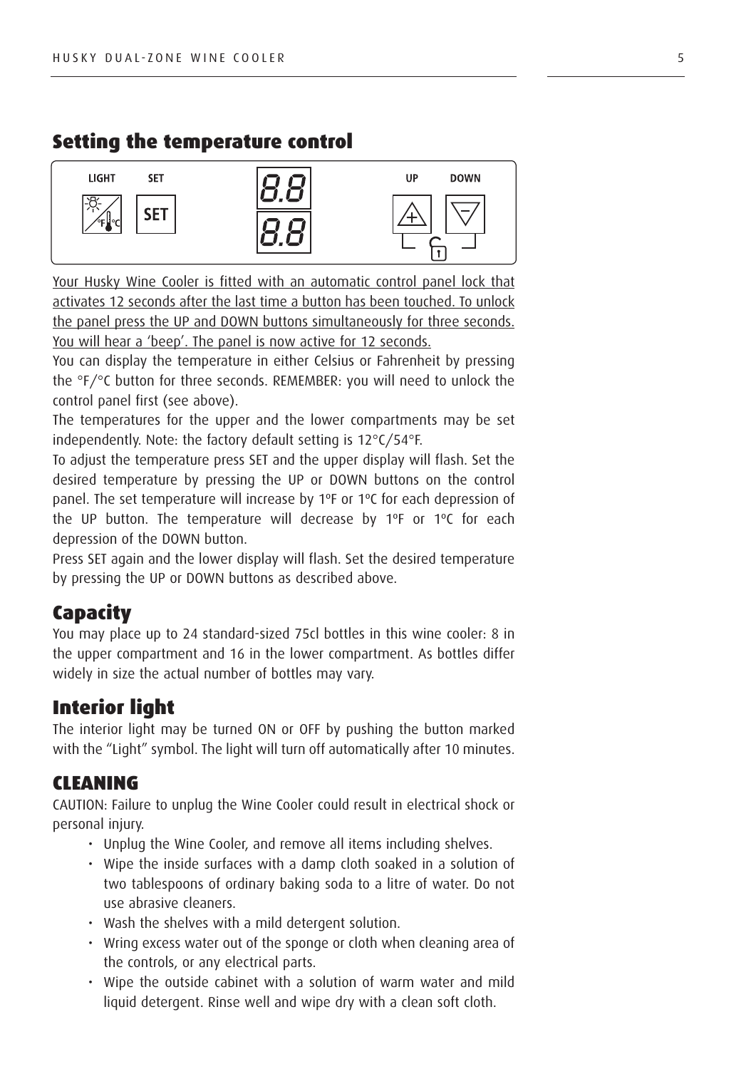## Setting the temperature control

LIGHT SET UP DOWN

Your Husky Wine Cooler is fitted with an automatic control panel lock that activates 12 seconds after the last time a button has been touched. To unlock the panel press the UP and DOWN buttons simultaneously for three seconds. You will hear a 'beep'. The panel is now active for 12 seconds.

You can display the temperature in either Celsius or Fahrenheit by pressing the °F/°C button for three seconds. REMEMBER: you will need to unlock the control panel first (see above).

The temperatures for the upper and the lower compartments may be set independently. Note: the factory default setting is 12°C/54°F.

To adjust the temperature press SET and the upper display will flash. Set the desired temperature by pressing the UP or DOWN buttons on the control panel. The set temperature will increase by 1ºF or 1ºC for each depression of the UP button. The temperature will decrease by 1ºF or 1ºC for each depression of the DOWN button.

Press SET again and the lower display will flash. Set the desired temperature by pressing the UP or DOWN buttons as described above.

## Capacity

You may place up to 24 standard-sized 75cl bottles in this wine cooler: 8 in the upper compartment and 16 in the lower compartment. As bottles differ widely in size the actual number of bottles may vary.

## Interior light

The interior light may be turned ON or OFF by pushing the button marked with the "Light" symbol. The light will turn off automatically after 10 minutes.

## CLEANING

CAUTION: Failure to unplug the Wine Cooler could result in electrical shock or personal injury.

- Unplug the Wine Cooler, and remove all items including shelves.
- Wipe the inside surfaces with a damp cloth soaked in a solution of two tablespoons of ordinary baking soda to a litre of water. Do not use abrasive cleaners.
- Wash the shelves with a mild detergent solution.
- Wring excess water out of the sponge or cloth when cleaning area of the controls, or any electrical parts.
- Wipe the outside cabinet with a solution of warm water and mild liquid detergent. Rinse well and wipe dry with a clean soft cloth.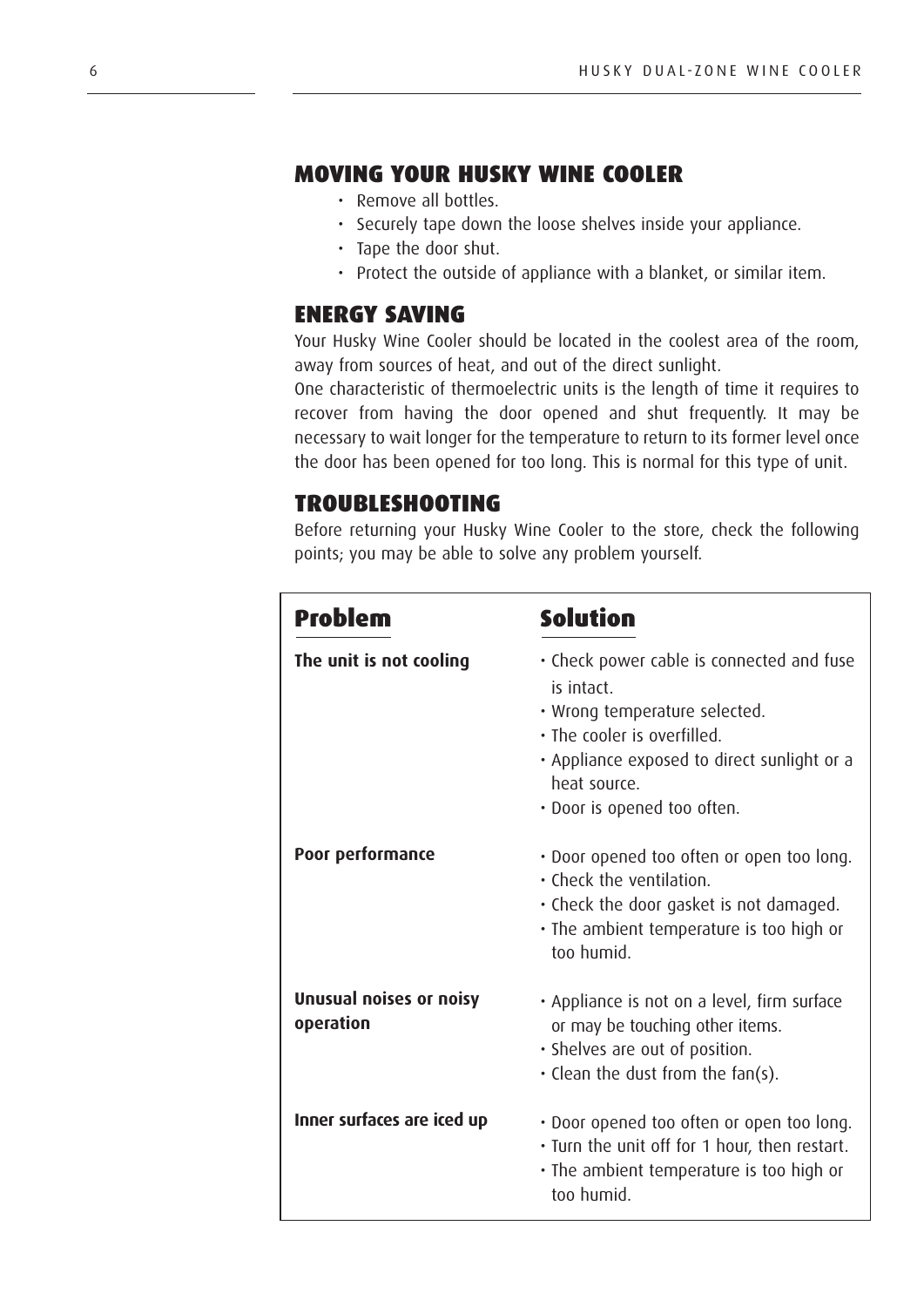## MOVING YOUR HUSKY WINE COOLER

- Remove all bottles.
- Securely tape down the loose shelves inside your appliance.
- Tape the door shut.
- Protect the outside of appliance with a blanket, or similar item.

## ENERGY SAVING

Your Husky Wine Cooler should be located in the coolest area of the room, away from sources of heat, and out of the direct sunlight.
One characteristic of thermoelectric units is the length of time it requires to recover from having the door opened and shut frequently. It may be necessary to wait longer for the temperature to return to its former level once the door has been opened for too long. This is normal for this type of unit.

## TROUBLESHOOTING

Before returning your Husky Wine Cooler to the store, check the following points; you may be able to solve any problem yourself.

| Problem | Solution |
|---|---|
| **The unit is not cooling** | • Check power cable is connected and fuse is intact.<br>• Wrong temperature selected.<br>• The cooler is overfilled.<br>• Appliance exposed to direct sunlight or a heat source.<br>• Door is opened too often. |
| **Poor performance** | • Door opened too often or open too long.<br>• Check the ventilation.<br>• Check the door gasket is not damaged.<br>• The ambient temperature is too high or too humid. |
| **Unusual noises or noisy operation** | • Appliance is not on a level, firm surface or may be touching other items.<br>• Shelves are out of position.<br>• Clean the dust from the fan(s). |
| **Inner surfaces are iced up** | • Door opened too often or open too long.<br>• Turn the unit off for 1 hour, then restart.<br>• The ambient temperature is too high or too humid. |